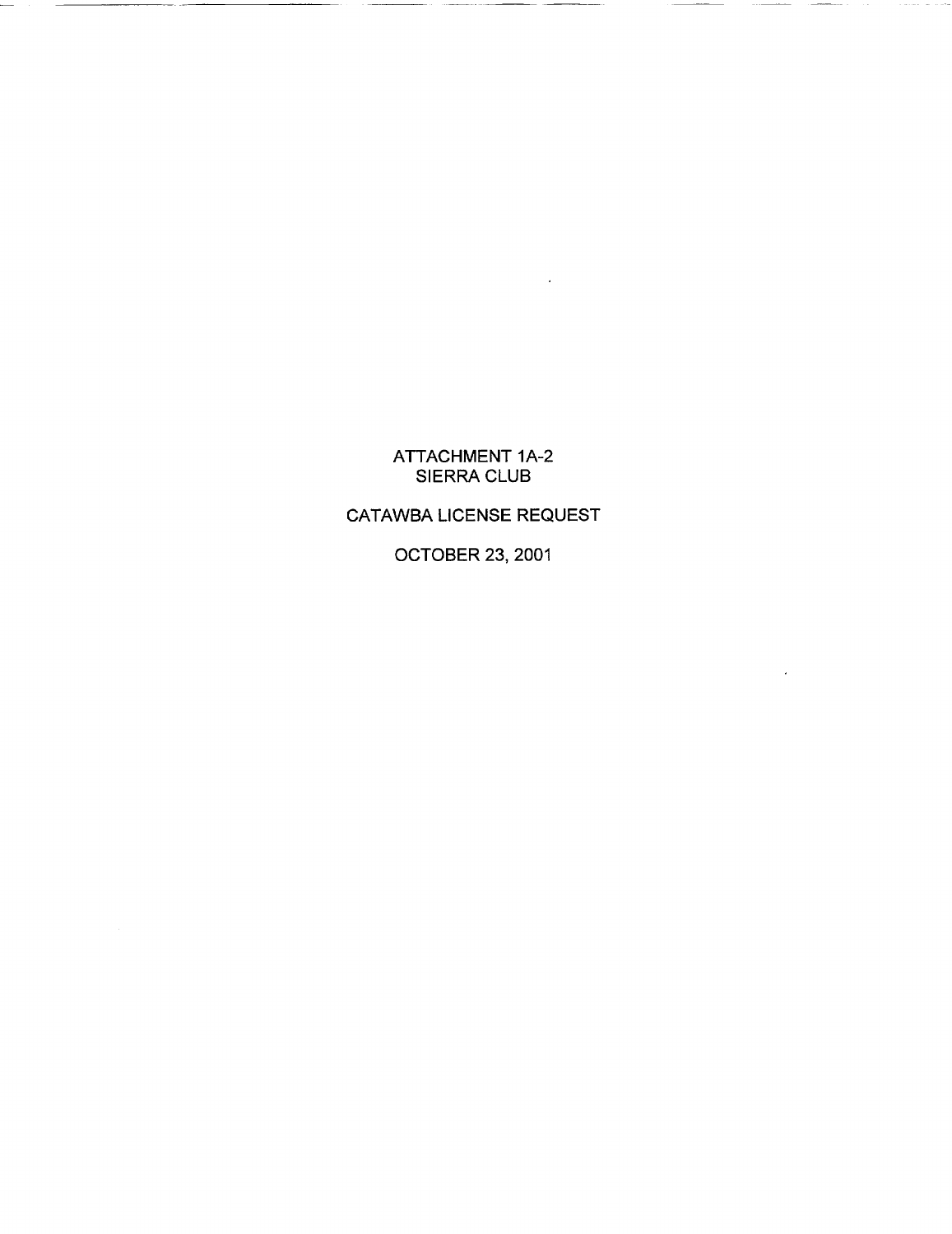# ATTACHMENT 1A-2
# SIERRA CLUB

## CATAWBA LICENSE REQUEST

## OCTOBER 23, 2001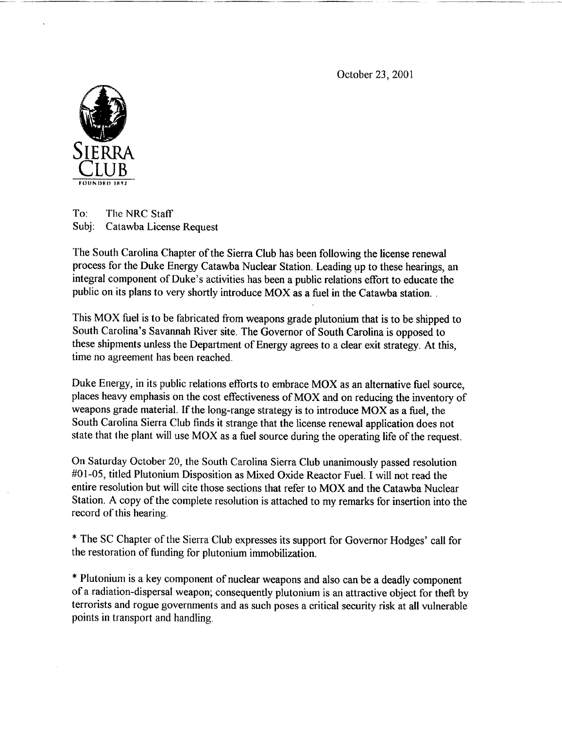October 23, 2001

SIERRA CLUB

FOUNDED 1892

To: The NRC Staff
Subj: Catawba License Request

The South Carolina Chapter of the Sierra Club has been following the license renewal process for the Duke Energy Catawba Nuclear Station. Leading up to these hearings, an integral component of Duke's activities has been a public relations effort to educate the public on its plans to very shortly introduce MOX as a fuel in the Catawba station. .

This MOX fuel is to be fabricated from weapons grade plutonium that is to be shipped to South Carolina's Savannah River site. The Governor of South Carolina is opposed to these shipments unless the Department of Energy agrees to a clear exit strategy. At this, time no agreement has been reached.

Duke Energy, in its public relations efforts to embrace MOX as an alternative fuel source, places heavy emphasis on the cost effectiveness of MOX and on reducing the inventory of weapons grade material. If the long-range strategy is to introduce MOX as a fuel, the South Carolina Sierra Club finds it strange that the license renewal application does not state that the plant will use MOX as a fuel source during the operating life of the request.

On Saturday October 20, the South Carolina Sierra Club unanimously passed resolution #01-05, titled Plutonium Disposition as Mixed Oxide Reactor Fuel. I will not read the entire resolution but will cite those sections that refer to MOX and the Catawba Nuclear Station. A copy of the complete resolution is attached to my remarks for insertion into the record of this hearing.

* The SC Chapter of the Sierra Club expresses its support for Governor Hodges' call for the restoration of funding for plutonium immobilization.

* Plutonium is a key component of nuclear weapons and also can be a deadly component of a radiation-dispersal weapon; consequently plutonium is an attractive object for theft by terrorists and rogue governments and as such poses a critical security risk at all vulnerable points in transport and handling.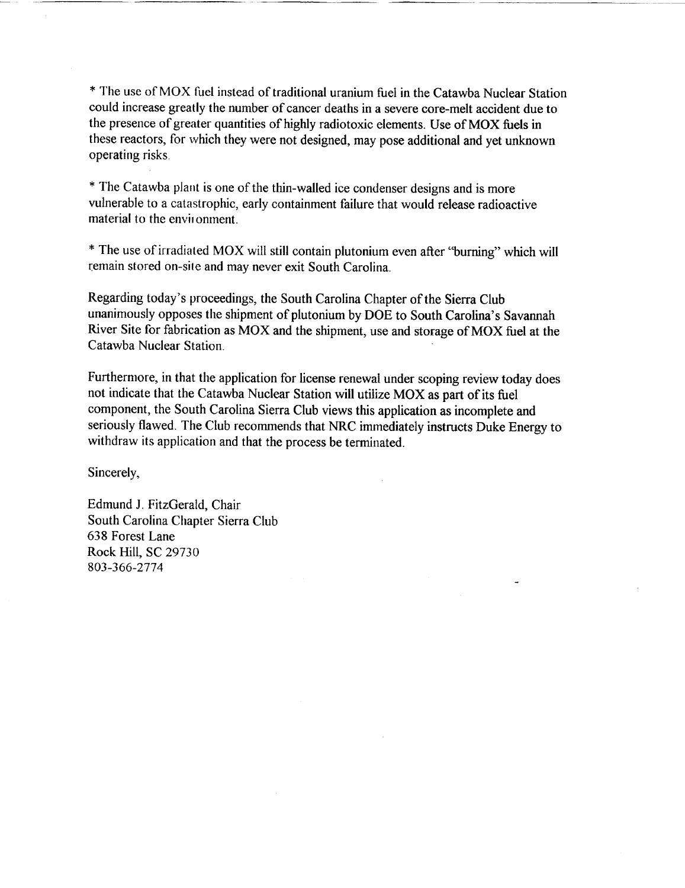* The use of MOX fuel instead of traditional uranium fuel in the Catawba Nuclear Station could increase greatly the number of cancer deaths in a severe core-melt accident due to the presence of greater quantities of highly radiotoxic elements. Use of MOX fuels in these reactors, for which they were not designed, may pose additional and yet unknown operating risks.

* The Catawba plant is one of the thin-walled ice condenser designs and is more vulnerable to a catastrophic, early containment failure that would release radioactive material to the environment.

* The use of irradiated MOX will still contain plutonium even after "burning" which will remain stored on-site and may never exit South Carolina.

Regarding today's proceedings, the South Carolina Chapter of the Sierra Club unanimously opposes the shipment of plutonium by DOE to South Carolina's Savannah River Site for fabrication as MOX and the shipment, use and storage of MOX fuel at the Catawba Nuclear Station.

Furthermore, in that the application for license renewal under scoping review today does not indicate that the Catawba Nuclear Station will utilize MOX as part of its fuel component, the South Carolina Sierra Club views this application as incomplete and seriously flawed. The Club recommends that NRC immediately instructs Duke Energy to withdraw its application and that the process be terminated.

Sincerely,

Edmund J. FitzGerald, Chair
South Carolina Chapter Sierra Club
638 Forest Lane
Rock Hill, SC 29730
803-366-2774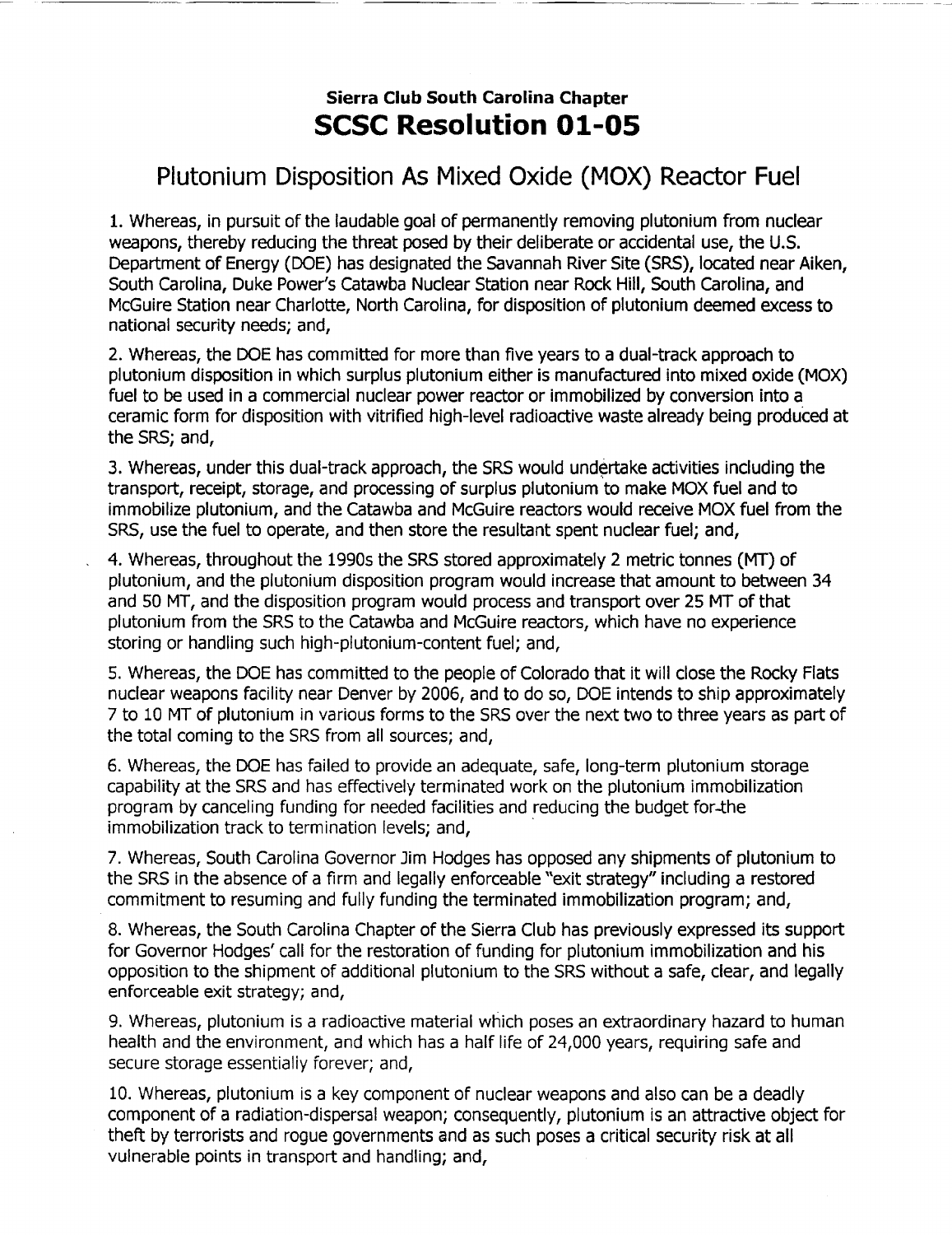**Sierra Club South Carolina Chapter**

# SCSC Resolution 01-05

## Plutonium Disposition As Mixed Oxide (MOX) Reactor Fuel

1. Whereas, in pursuit of the laudable goal of permanently removing plutonium from nuclear weapons, thereby reducing the threat posed by their deliberate or accidental use, the U.S. Department of Energy (DOE) has designated the Savannah River Site (SRS), located near Aiken, South Carolina, Duke Power's Catawba Nuclear Station near Rock Hill, South Carolina, and McGuire Station near Charlotte, North Carolina, for disposition of plutonium deemed excess to national security needs; and,

2. Whereas, the DOE has committed for more than five years to a dual-track approach to plutonium disposition in which surplus plutonium either is manufactured into mixed oxide (MOX) fuel to be used in a commercial nuclear power reactor or immobilized by conversion into a ceramic form for disposition with vitrified high-level radioactive waste already being produced at the SRS; and,

3. Whereas, under this dual-track approach, the SRS would undertake activities including the transport, receipt, storage, and processing of surplus plutonium to make MOX fuel and to immobilize plutonium, and the Catawba and McGuire reactors would receive MOX fuel from the SRS, use the fuel to operate, and then store the resultant spent nuclear fuel; and,

4. Whereas, throughout the 1990s the SRS stored approximately 2 metric tonnes (MT) of plutonium, and the plutonium disposition program would increase that amount to between 34 and 50 MT, and the disposition program would process and transport over 25 MT of that plutonium from the SRS to the Catawba and McGuire reactors, which have no experience storing or handling such high-plutonium-content fuel; and,

5. Whereas, the DOE has committed to the people of Colorado that it will close the Rocky Flats nuclear weapons facility near Denver by 2006, and to do so, DOE intends to ship approximately 7 to 10 MT of plutonium in various forms to the SRS over the next two to three years as part of the total coming to the SRS from all sources; and,

6. Whereas, the DOE has failed to provide an adequate, safe, long-term plutonium storage capability at the SRS and has effectively terminated work on the plutonium immobilization program by canceling funding for needed facilities and reducing the budget for the immobilization track to termination levels; and,

7. Whereas, South Carolina Governor Jim Hodges has opposed any shipments of plutonium to the SRS in the absence of a firm and legally enforceable "exit strategy" including a restored commitment to resuming and fully funding the terminated immobilization program; and,

8. Whereas, the South Carolina Chapter of the Sierra Club has previously expressed its support for Governor Hodges' call for the restoration of funding for plutonium immobilization and his opposition to the shipment of additional plutonium to the SRS without a safe, clear, and legally enforceable exit strategy; and,

9. Whereas, plutonium is a radioactive material which poses an extraordinary hazard to human health and the environment, and which has a half life of 24,000 years, requiring safe and secure storage essentially forever; and,

10. Whereas, plutonium is a key component of nuclear weapons and also can be a deadly component of a radiation-dispersal weapon; consequently, plutonium is an attractive object for theft by terrorists and rogue governments and as such poses a critical security risk at all vulnerable points in transport and handling; and,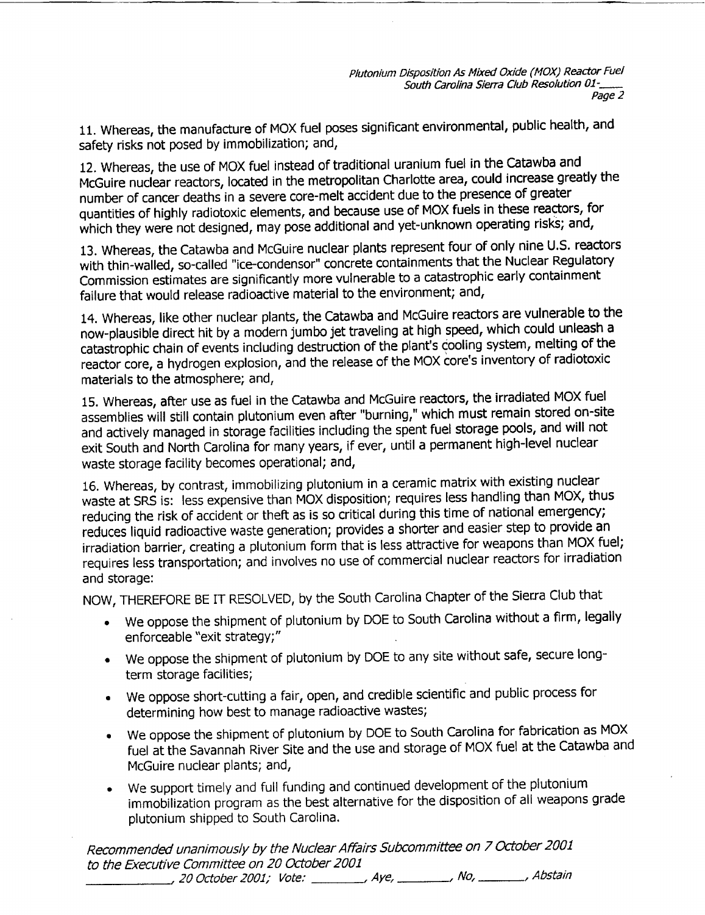11. Whereas, the manufacture of MOX fuel poses significant environmental, public health, and safety risks not posed by immobilization; and,

12. Whereas, the use of MOX fuel instead of traditional uranium fuel in the Catawba and McGuire nuclear reactors, located in the metropolitan Charlotte area, could increase greatly the number of cancer deaths in a severe core-melt accident due to the presence of greater quantities of highly radiotoxic elements, and because use of MOX fuels in these reactors, for which they were not designed, may pose additional and yet-unknown operating risks; and,

13. Whereas, the Catawba and McGuire nuclear plants represent four of only nine U.S. reactors with thin-walled, so-called "ice-condensor" concrete containments that the Nuclear Regulatory Commission estimates are significantly more vulnerable to a catastrophic early containment failure that would release radioactive material to the environment; and,

14. Whereas, like other nuclear plants, the Catawba and McGuire reactors are vulnerable to the now-plausible direct hit by a modern jumbo jet traveling at high speed, which could unleash a catastrophic chain of events including destruction of the plant's cooling system, melting of the reactor core, a hydrogen explosion, and the release of the MOX core's inventory of radiotoxic materials to the atmosphere; and,

15. Whereas, after use as fuel in the Catawba and McGuire reactors, the irradiated MOX fuel assemblies will still contain plutonium even after "burning," which must remain stored on-site and actively managed in storage facilities including the spent fuel storage pools, and will not exit South and North Carolina for many years, if ever, until a permanent high-level nuclear waste storage facility becomes operational; and,

16. Whereas, by contrast, immobilizing plutonium in a ceramic matrix with existing nuclear waste at SRS is: less expensive than MOX disposition; requires less handling than MOX, thus reducing the risk of accident or theft as is so critical during this time of national emergency; reduces liquid radioactive waste generation; provides a shorter and easier step to provide an irradiation barrier, creating a plutonium form that is less attractive for weapons than MOX fuel; requires less transportation; and involves no use of commercial nuclear reactors for irradiation and storage:

NOW, THEREFORE BE IT RESOLVED, by the South Carolina Chapter of the Sierra Club that

- We oppose the shipment of plutonium by DOE to South Carolina without a firm, legally enforceable "exit strategy;"
- We oppose the shipment of plutonium by DOE to any site without safe, secure long-term storage facilities;
- We oppose short-cutting a fair, open, and credible scientific and public process for determining how best to manage radioactive wastes;
- We oppose the shipment of plutonium by DOE to South Carolina for fabrication as MOX fuel at the Savannah River Site and the use and storage of MOX fuel at the Catawba and McGuire nuclear plants; and,
- We support timely and full funding and continued development of the plutonium immobilization program as the best alternative for the disposition of all weapons grade plutonium shipped to South Carolina.

*Recommended unanimously by the Nuclear Affairs Subcommittee on 7 October 2001 to the Executive Committee on 20 October 2001*

*\_\_\_\_\_\_\_\_\_\_\_\_, 20 October 2001; Vote: \_\_\_\_\_\_\_\_, Aye, \_\_\_\_\_\_\_\_, No, \_\_\_\_\_\_\_\_, Abstain*